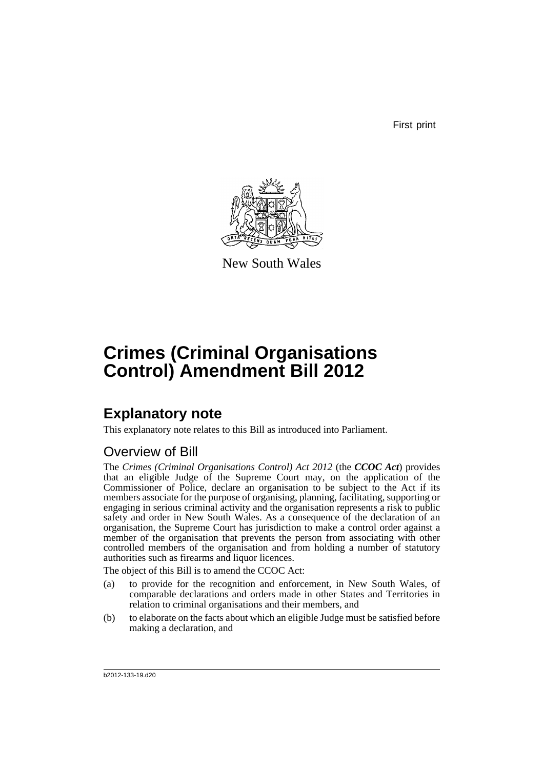First print

New South Wales

# Crimes (Criminal Organisations Control) Amendment Bill 2012

## Explanatory note

This explanatory note relates to this Bill as introduced into Parliament.

### Overview of Bill

The *Crimes (Criminal Organisations Control) Act 2012* (the ***CCOC Act***) provides that an eligible Judge of the Supreme Court may, on the application of the Commissioner of Police, declare an organisation to be subject to the Act if its members associate for the purpose of organising, planning, facilitating, supporting or engaging in serious criminal activity and the organisation represents a risk to public safety and order in New South Wales. As a consequence of the declaration of an organisation, the Supreme Court has jurisdiction to make a control order against a member of the organisation that prevents the person from associating with other controlled members of the organisation and from holding a number of statutory authorities such as firearms and liquor licences.

The object of this Bill is to amend the CCOC Act:

(a) to provide for the recognition and enforcement, in New South Wales, of comparable declarations and orders made in other States and Territories in relation to criminal organisations and their members, and

(b) to elaborate on the facts about which an eligible Judge must be satisfied before making a declaration, and

b2012-133-19.d20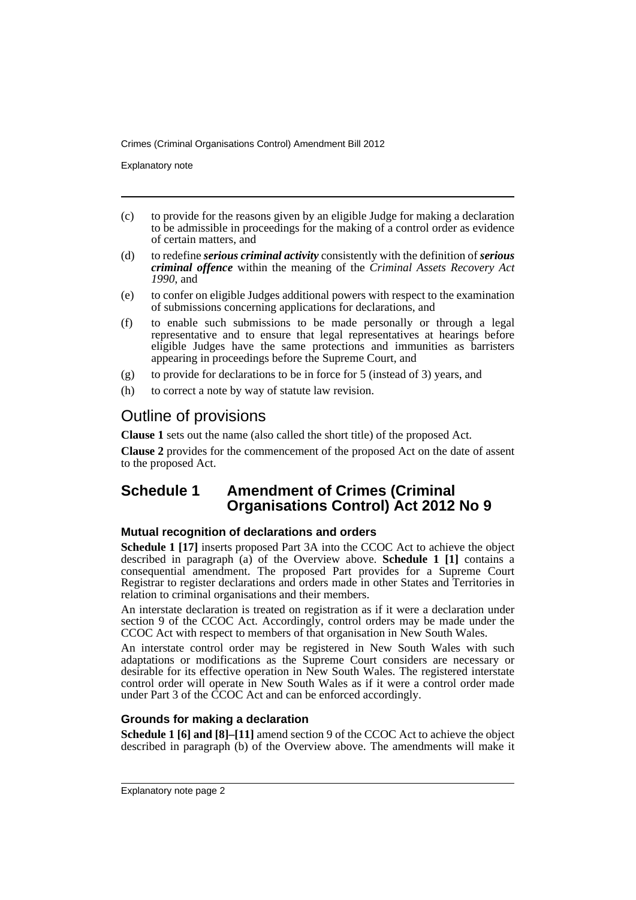(c) to provide for the reasons given by an eligible Judge for making a declaration to be admissible in proceedings for the making of a control order as evidence of certain matters, and

(d) to redefine ***serious criminal activity*** consistently with the definition of ***serious criminal offence*** within the meaning of the *Criminal Assets Recovery Act 1990*, and

(e) to confer on eligible Judges additional powers with respect to the examination of submissions concerning applications for declarations, and

(f) to enable such submissions to be made personally or through a legal representative and to ensure that legal representatives at hearings before eligible Judges have the same protections and immunities as barristers appearing in proceedings before the Supreme Court, and

(g) to provide for declarations to be in force for 5 (instead of 3) years, and

(h) to correct a note by way of statute law revision.

## Outline of provisions

**Clause 1** sets out the name (also called the short title) of the proposed Act.

**Clause 2** provides for the commencement of the proposed Act on the date of assent to the proposed Act.

## Schedule 1 Amendment of Crimes (Criminal Organisations Control) Act 2012 No 9

### Mutual recognition of declarations and orders

**Schedule 1 [17]** inserts proposed Part 3A into the CCOC Act to achieve the object described in paragraph (a) of the Overview above. **Schedule 1 [1]** contains a consequential amendment. The proposed Part provides for a Supreme Court Registrar to register declarations and orders made in other States and Territories in relation to criminal organisations and their members.

An interstate declaration is treated on registration as if it were a declaration under section 9 of the CCOC Act. Accordingly, control orders may be made under the CCOC Act with respect to members of that organisation in New South Wales.

An interstate control order may be registered in New South Wales with such adaptations or modifications as the Supreme Court considers are necessary or desirable for its effective operation in New South Wales. The registered interstate control order will operate in New South Wales as if it were a control order made under Part 3 of the CCOC Act and can be enforced accordingly.

### Grounds for making a declaration

**Schedule 1 [6] and [8]–[11]** amend section 9 of the CCOC Act to achieve the object described in paragraph (b) of the Overview above. The amendments will make it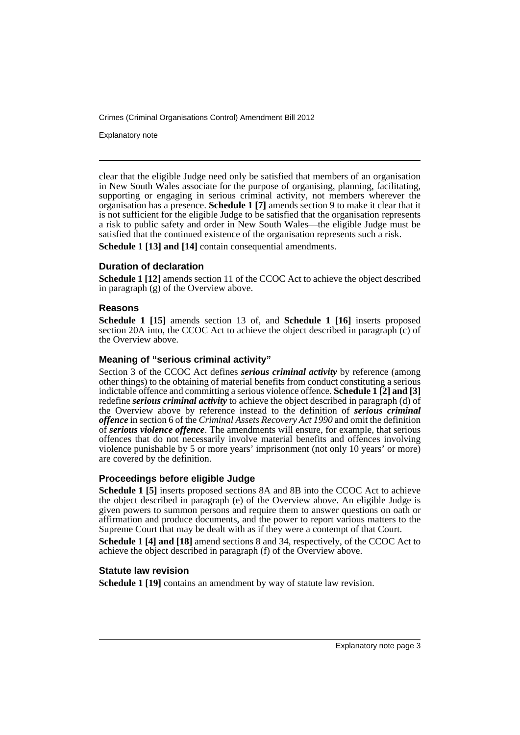clear that the eligible Judge need only be satisfied that members of an organisation in New South Wales associate for the purpose of organising, planning, facilitating, supporting or engaging in serious criminal activity, not members wherever the organisation has a presence. **Schedule 1 [7]** amends section 9 to make it clear that it is not sufficient for the eligible Judge to be satisfied that the organisation represents a risk to public safety and order in New South Wales—the eligible Judge must be satisfied that the continued existence of the organisation represents such a risk.

**Schedule 1 [13] and [14]** contain consequential amendments.

### Duration of declaration

**Schedule 1 [12]** amends section 11 of the CCOC Act to achieve the object described in paragraph (g) of the Overview above.

### Reasons

**Schedule 1 [15]** amends section 13 of, and **Schedule 1 [16]** inserts proposed section 20A into, the CCOC Act to achieve the object described in paragraph (c) of the Overview above.

### Meaning of "serious criminal activity"

Section 3 of the CCOC Act defines ***serious criminal activity*** by reference (among other things) to the obtaining of material benefits from conduct constituting a serious indictable offence and committing a serious violence offence. **Schedule 1 [2] and [3]** redefine ***serious criminal activity*** to achieve the object described in paragraph (d) of the Overview above by reference instead to the definition of ***serious criminal offence*** in section 6 of the *Criminal Assets Recovery Act 1990* and omit the definition of ***serious violence offence***. The amendments will ensure, for example, that serious offences that do not necessarily involve material benefits and offences involving violence punishable by 5 or more years' imprisonment (not only 10 years' or more) are covered by the definition.

### Proceedings before eligible Judge

**Schedule 1 [5]** inserts proposed sections 8A and 8B into the CCOC Act to achieve the object described in paragraph (e) of the Overview above. An eligible Judge is given powers to summon persons and require them to answer questions on oath or affirmation and produce documents, and the power to report various matters to the Supreme Court that may be dealt with as if they were a contempt of that Court.

**Schedule 1 [4] and [18]** amend sections 8 and 34, respectively, of the CCOC Act to achieve the object described in paragraph (f) of the Overview above.

### Statute law revision

**Schedule 1 [19]** contains an amendment by way of statute law revision.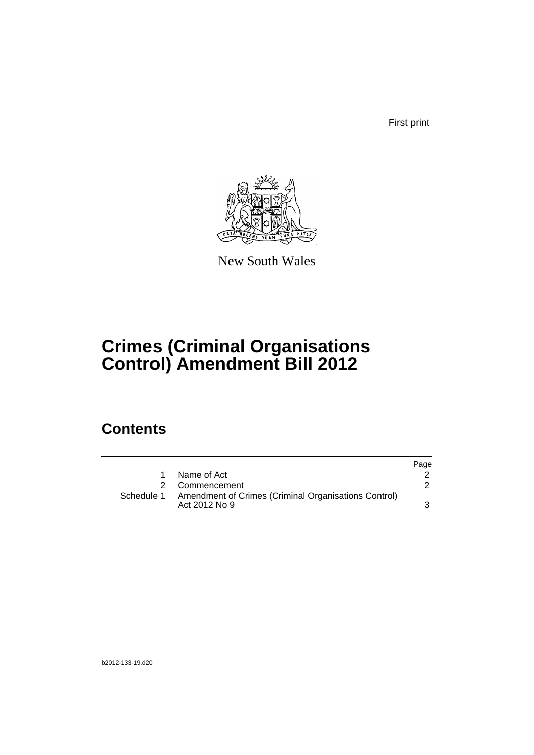First print

New South Wales

# Crimes (Criminal Organisations Control) Amendment Bill 2012

## Contents

| | | Page |
|---|---|---|
| 1 | Name of Act | 2 |
| 2 | Commencement | 2 |
| Schedule 1 | Amendment of Crimes (Criminal Organisations Control) Act 2012 No 9 | 3 |

b2012-133-19.d20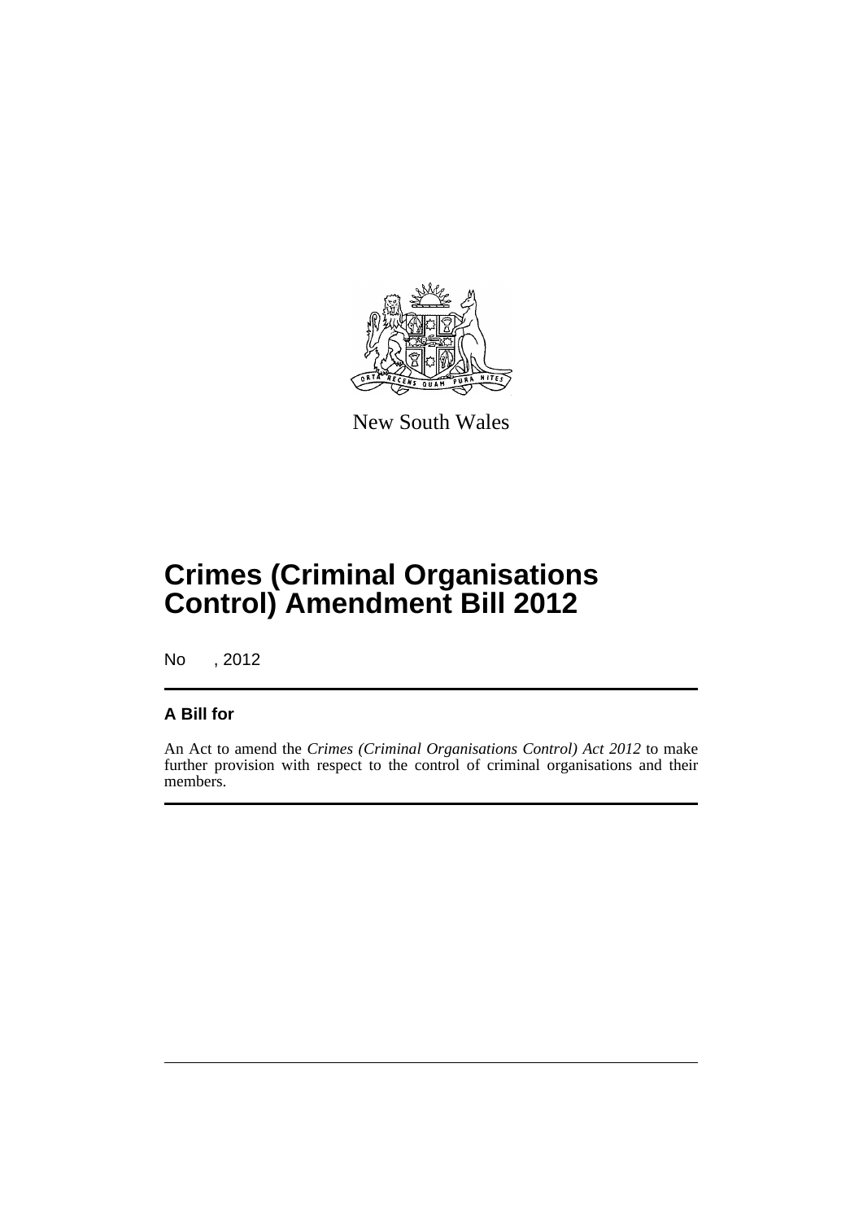New South Wales

# Crimes (Criminal Organisations Control) Amendment Bill 2012

No , 2012

## A Bill for

An Act to amend the *Crimes (Criminal Organisations Control) Act 2012* to make further provision with respect to the control of criminal organisations and their members.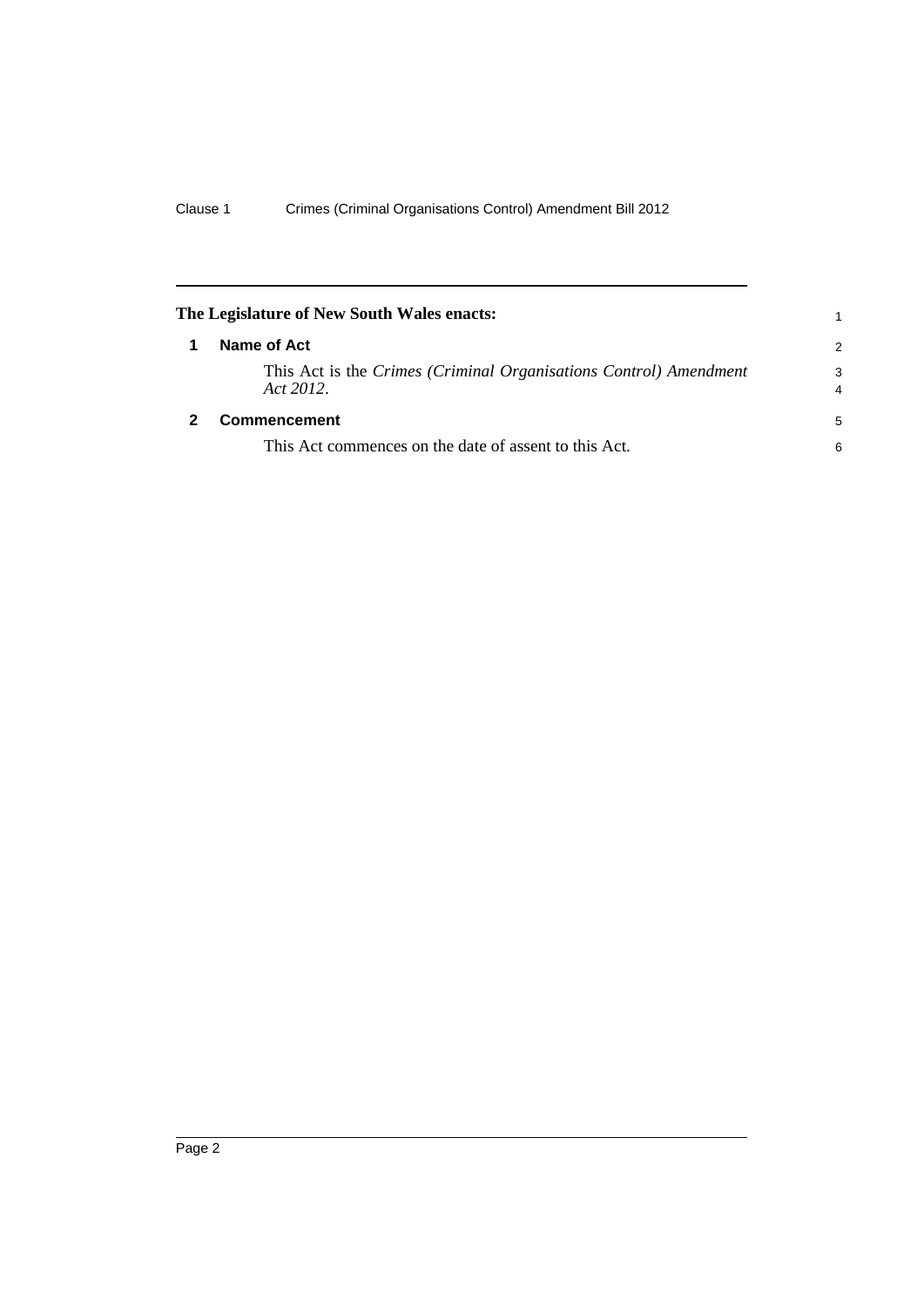**The Legislature of New South Wales enacts:**

## 1 Name of Act

This Act is the *Crimes (Criminal Organisations Control) Amendment Act 2012*.

## 2 Commencement

This Act commences on the date of assent to this Act.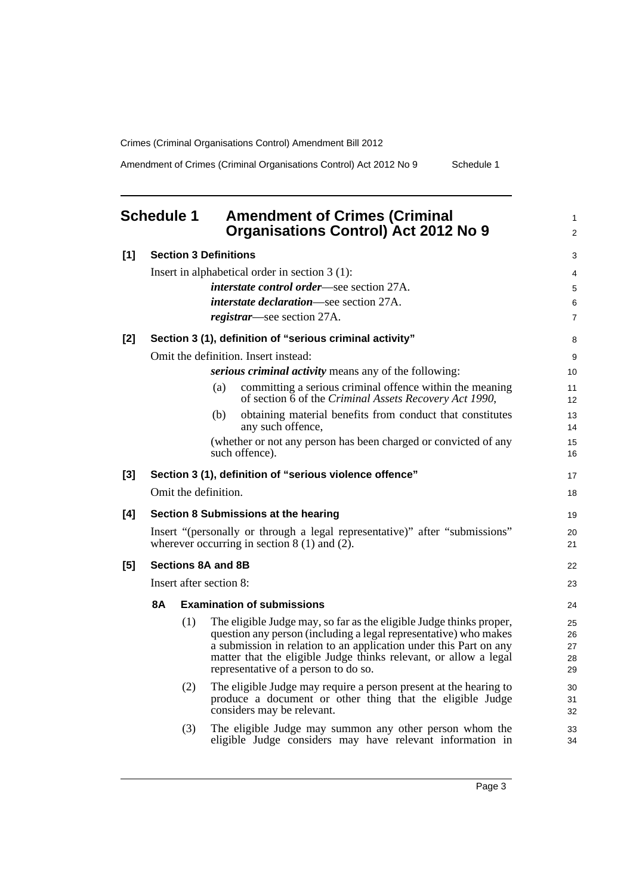## Schedule 1 Amendment of Crimes (Criminal Organisations Control) Act 2012 No 9

**[1] Section 3 Definitions**

Insert in alphabetical order in section 3 (1):

***interstate control order***—see section 27A.

***interstate declaration***—see section 27A.

***registrar***—see section 27A.

**[2] Section 3 (1), definition of "serious criminal activity"**

Omit the definition. Insert instead:

***serious criminal activity*** means any of the following:

(a) committing a serious criminal offence within the meaning of section 6 of the *Criminal Assets Recovery Act 1990*,

(b) obtaining material benefits from conduct that constitutes any such offence,

(whether or not any person has been charged or convicted of any such offence).

**[3] Section 3 (1), definition of "serious violence offence"**

Omit the definition.

**[4] Section 8 Submissions at the hearing**

Insert "(personally or through a legal representative)" after "submissions" wherever occurring in section 8 (1) and (2).

**[5] Sections 8A and 8B**

Insert after section 8:

**8A Examination of submissions**

(1) The eligible Judge may, so far as the eligible Judge thinks proper, question any person (including a legal representative) who makes a submission in relation to an application under this Part on any matter that the eligible Judge thinks relevant, or allow a legal representative of a person to do so.

(2) The eligible Judge may require a person present at the hearing to produce a document or other thing that the eligible Judge considers may be relevant.

(3) The eligible Judge may summon any other person whom the eligible Judge considers may have relevant information in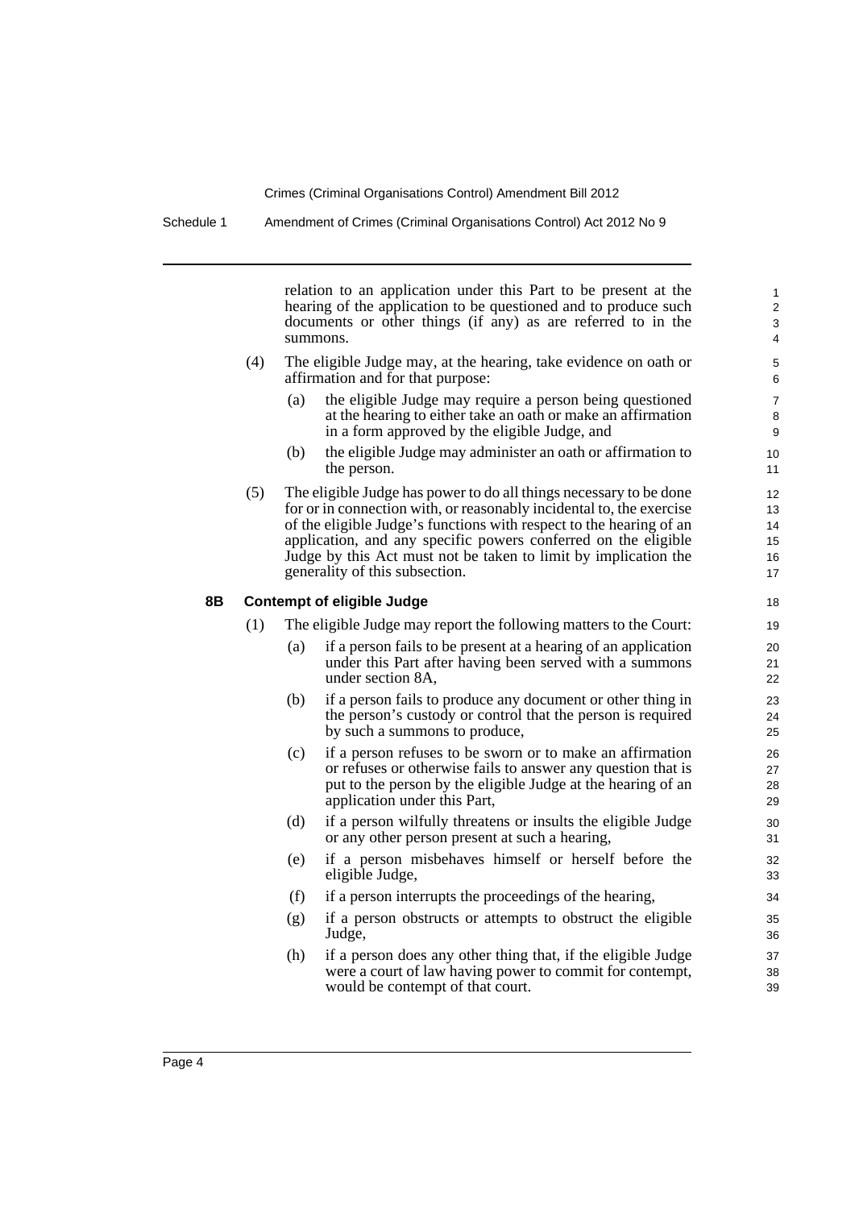relation to an application under this Part to be present at the hearing of the application to be questioned and to produce such documents or other things (if any) as are referred to in the summons.

(4) The eligible Judge may, at the hearing, take evidence on oath or affirmation and for that purpose:

- (a) the eligible Judge may require a person being questioned at the hearing to either take an oath or make an affirmation in a form approved by the eligible Judge, and
- (b) the eligible Judge may administer an oath or affirmation to the person.

(5) The eligible Judge has power to do all things necessary to be done for or in connection with, or reasonably incidental to, the exercise of the eligible Judge's functions with respect to the hearing of an application, and any specific powers conferred on the eligible Judge by this Act must not be taken to limit by implication the generality of this subsection.

### 8B Contempt of eligible Judge

(1) The eligible Judge may report the following matters to the Court:

- (a) if a person fails to be present at a hearing of an application under this Part after having been served with a summons under section 8A,
- (b) if a person fails to produce any document or other thing in the person's custody or control that the person is required by such a summons to produce,
- (c) if a person refuses to be sworn or to make an affirmation or refuses or otherwise fails to answer any question that is put to the person by the eligible Judge at the hearing of an application under this Part,
- (d) if a person wilfully threatens or insults the eligible Judge or any other person present at such a hearing,
- (e) if a person misbehaves himself or herself before the eligible Judge,
- (f) if a person interrupts the proceedings of the hearing,
- (g) if a person obstructs or attempts to obstruct the eligible Judge,
- (h) if a person does any other thing that, if the eligible Judge were a court of law having power to commit for contempt, would be contempt of that court.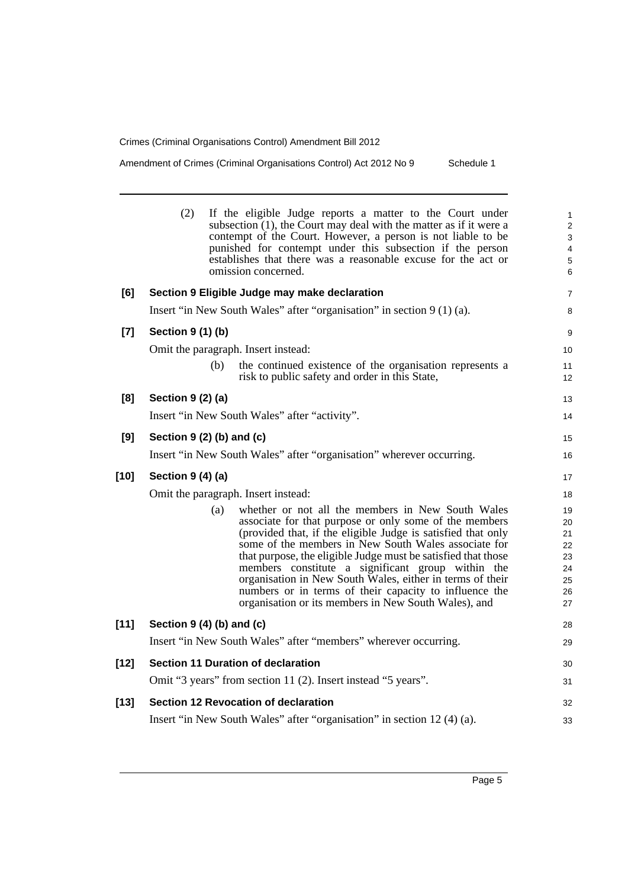(2) If the eligible Judge reports a matter to the Court under subsection (1), the Court may deal with the matter as if it were a contempt of the Court. However, a person is not liable to be punished for contempt under this subsection if the person establishes that there was a reasonable excuse for the act or omission concerned.

**[6] Section 9 Eligible Judge may make declaration**

Insert "in New South Wales" after "organisation" in section 9 (1) (a).

**[7] Section 9 (1) (b)**

Omit the paragraph. Insert instead:

(b) the continued existence of the organisation represents a risk to public safety and order in this State,

**[8] Section 9 (2) (a)**

Insert "in New South Wales" after "activity".

**[9] Section 9 (2) (b) and (c)**

Insert "in New South Wales" after "organisation" wherever occurring.

**[10] Section 9 (4) (a)**

Omit the paragraph. Insert instead:

(a) whether or not all the members in New South Wales associate for that purpose or only some of the members (provided that, if the eligible Judge is satisfied that only some of the members in New South Wales associate for that purpose, the eligible Judge must be satisfied that those members constitute a significant group within the organisation in New South Wales, either in terms of their numbers or in terms of their capacity to influence the organisation or its members in New South Wales), and

**[11] Section 9 (4) (b) and (c)**

Insert "in New South Wales" after "members" wherever occurring.

**[12] Section 11 Duration of declaration**

Omit "3 years" from section 11 (2). Insert instead "5 years".

**[13] Section 12 Revocation of declaration**

Insert "in New South Wales" after "organisation" in section 12 (4) (a).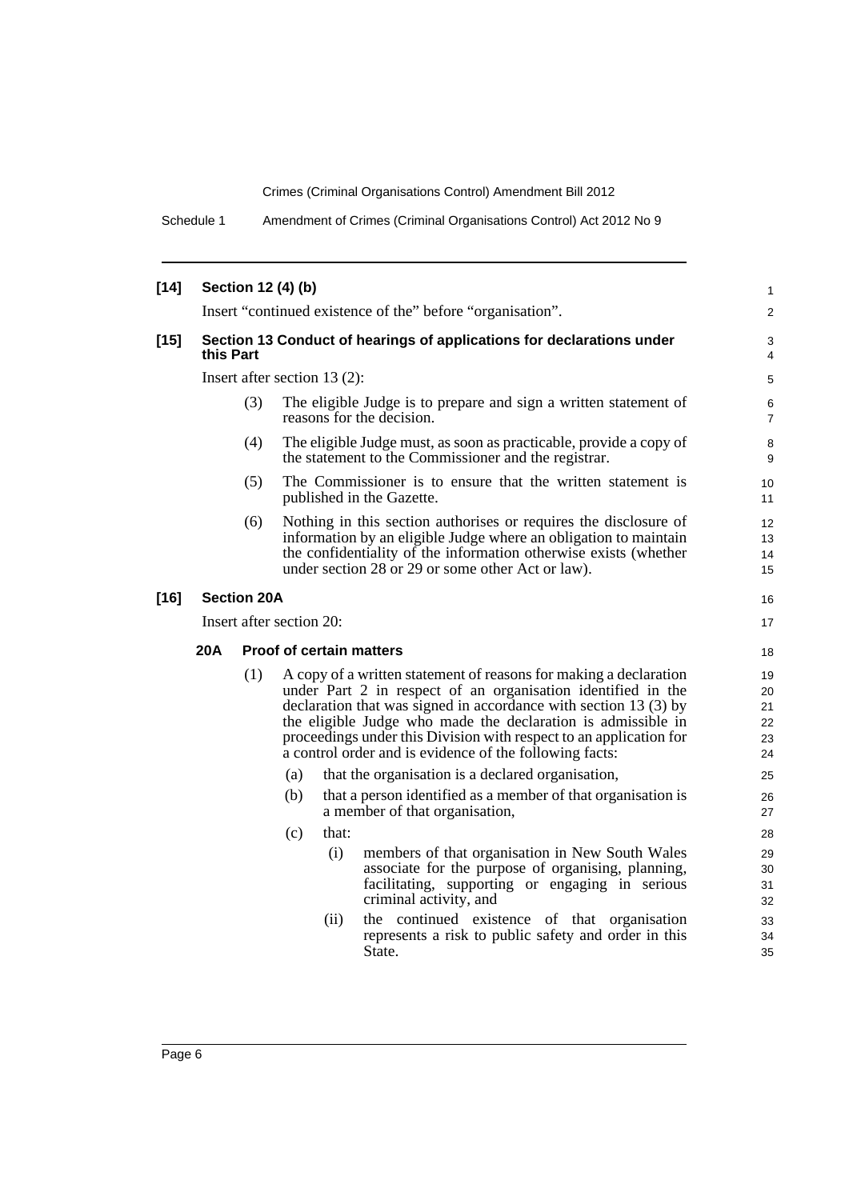**[14] Section 12 (4) (b)**

Insert "continued existence of the" before "organisation".

**[15] Section 13 Conduct of hearings of applications for declarations under this Part**

Insert after section 13 (2):

(3) The eligible Judge is to prepare and sign a written statement of reasons for the decision.

(4) The eligible Judge must, as soon as practicable, provide a copy of the statement to the Commissioner and the registrar.

(5) The Commissioner is to ensure that the written statement is published in the Gazette.

(6) Nothing in this section authorises or requires the disclosure of information by an eligible Judge where an obligation to maintain the confidentiality of the information otherwise exists (whether under section 28 or 29 or some other Act or law).

**[16] Section 20A**

Insert after section 20:

**20A Proof of certain matters**

(1) A copy of a written statement of reasons for making a declaration under Part 2 in respect of an organisation identified in the declaration that was signed in accordance with section 13 (3) by the eligible Judge who made the declaration is admissible in proceedings under this Division with respect to an application for a control order and is evidence of the following facts:

(a) that the organisation is a declared organisation,

(b) that a person identified as a member of that organisation is a member of that organisation,

(c) that:

(i) members of that organisation in New South Wales associate for the purpose of organising, planning, facilitating, supporting or engaging in serious criminal activity, and

(ii) the continued existence of that organisation represents a risk to public safety and order in this State.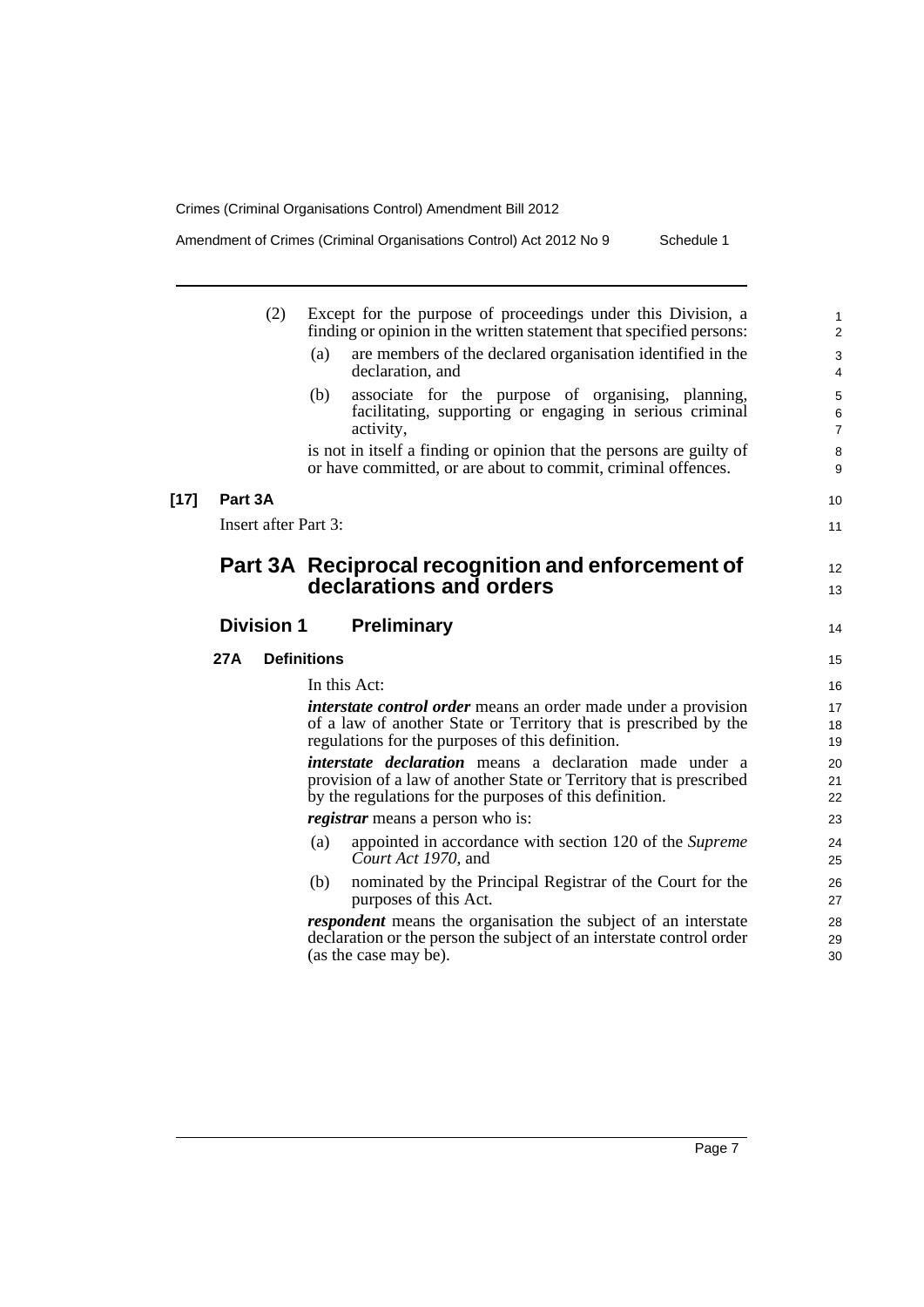(2) Except for the purpose of proceedings under this Division, a finding or opinion in the written statement that specified persons:

(a) are members of the declared organisation identified in the declaration, and

(b) associate for the purpose of organising, planning, facilitating, supporting or engaging in serious criminal activity,

is not in itself a finding or opinion that the persons are guilty of or have committed, or are about to commit, criminal offences.

**[17] Part 3A**

Insert after Part 3:

# Part 3A Reciprocal recognition and enforcement of declarations and orders

## Division 1 Preliminary

### 27A Definitions

In this Act:

***interstate control order*** means an order made under a provision of a law of another State or Territory that is prescribed by the regulations for the purposes of this definition.

***interstate declaration*** means a declaration made under a provision of a law of another State or Territory that is prescribed by the regulations for the purposes of this definition.

***registrar*** means a person who is:

(a) appointed in accordance with section 120 of the *Supreme Court Act 1970*, and

(b) nominated by the Principal Registrar of the Court for the purposes of this Act.

***respondent*** means the organisation the subject of an interstate declaration or the person the subject of an interstate control order (as the case may be).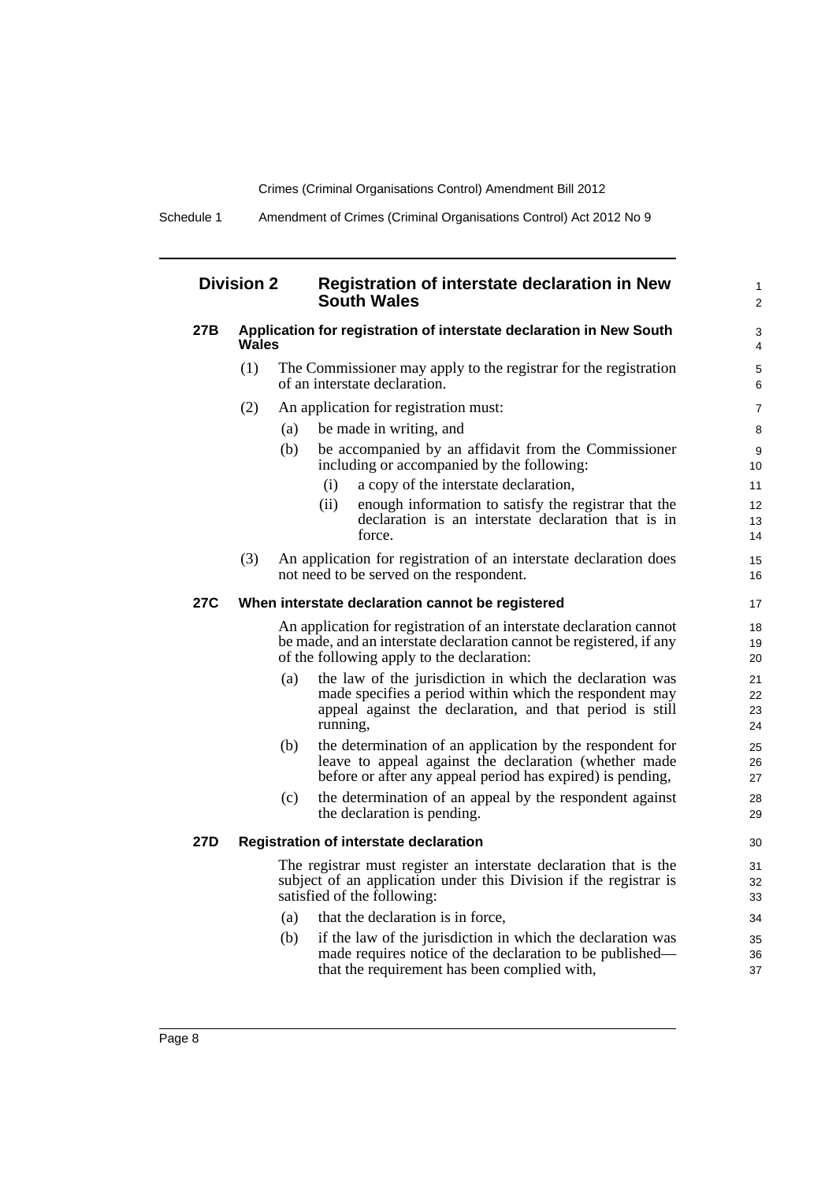## Division 2 Registration of interstate declaration in New South Wales

### 27B Application for registration of interstate declaration in New South Wales

(1) The Commissioner may apply to the registrar for the registration of an interstate declaration.

(2) An application for registration must:

(a) be made in writing, and

(b) be accompanied by an affidavit from the Commissioner including or accompanied by the following:

(i) a copy of the interstate declaration,

(ii) enough information to satisfy the registrar that the declaration is an interstate declaration that is in force.

(3) An application for registration of an interstate declaration does not need to be served on the respondent.

### 27C When interstate declaration cannot be registered

An application for registration of an interstate declaration cannot be made, and an interstate declaration cannot be registered, if any of the following apply to the declaration:

(a) the law of the jurisdiction in which the declaration was made specifies a period within which the respondent may appeal against the declaration, and that period is still running,

(b) the determination of an application by the respondent for leave to appeal against the declaration (whether made before or after any appeal period has expired) is pending,

(c) the determination of an appeal by the respondent against the declaration is pending.

### 27D Registration of interstate declaration

The registrar must register an interstate declaration that is the subject of an application under this Division if the registrar is satisfied of the following:

(a) that the declaration is in force,

(b) if the law of the jurisdiction in which the declaration was made requires notice of the declaration to be published—that the requirement has been complied with,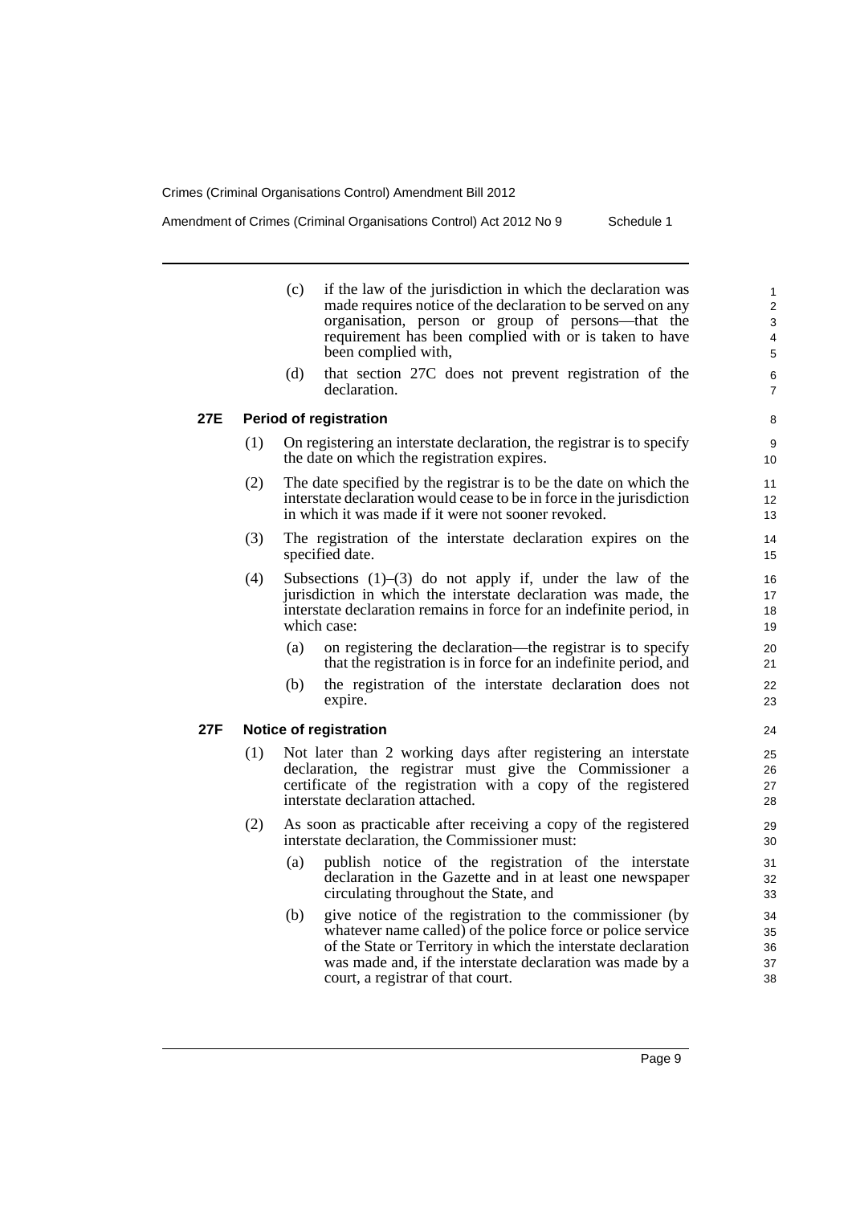(c) if the law of the jurisdiction in which the declaration was made requires notice of the declaration to be served on any organisation, person or group of persons—that the requirement has been complied with or is taken to have been complied with,

(d) that section 27C does not prevent registration of the declaration.

### 27E Period of registration

(1) On registering an interstate declaration, the registrar is to specify the date on which the registration expires.

(2) The date specified by the registrar is to be the date on which the interstate declaration would cease to be in force in the jurisdiction in which it was made if it were not sooner revoked.

(3) The registration of the interstate declaration expires on the specified date.

(4) Subsections (1)–(3) do not apply if, under the law of the jurisdiction in which the interstate declaration was made, the interstate declaration remains in force for an indefinite period, in which case:

(a) on registering the declaration—the registrar is to specify that the registration is in force for an indefinite period, and

(b) the registration of the interstate declaration does not expire.

### 27F Notice of registration

(1) Not later than 2 working days after registering an interstate declaration, the registrar must give the Commissioner a certificate of the registration with a copy of the registered interstate declaration attached.

(2) As soon as practicable after receiving a copy of the registered interstate declaration, the Commissioner must:

(a) publish notice of the registration of the interstate declaration in the Gazette and in at least one newspaper circulating throughout the State, and

(b) give notice of the registration to the commissioner (by whatever name called) of the police force or police service of the State or Territory in which the interstate declaration was made and, if the interstate declaration was made by a court, a registrar of that court.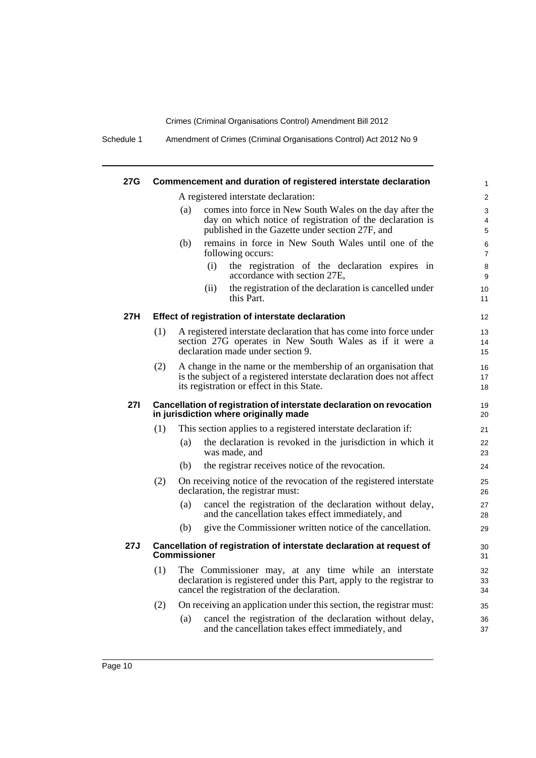**27G Commencement and duration of registered interstate declaration**

A registered interstate declaration:

(a) comes into force in New South Wales on the day after the day on which notice of registration of the declaration is published in the Gazette under section 27F, and

(b) remains in force in New South Wales until one of the following occurs:

(i) the registration of the declaration expires in accordance with section 27E,

(ii) the registration of the declaration is cancelled under this Part.

**27H Effect of registration of interstate declaration**

(1) A registered interstate declaration that has come into force under section 27G operates in New South Wales as if it were a declaration made under section 9.

(2) A change in the name or the membership of an organisation that is the subject of a registered interstate declaration does not affect its registration or effect in this State.

**27I Cancellation of registration of interstate declaration on revocation in jurisdiction where originally made**

(1) This section applies to a registered interstate declaration if:

(a) the declaration is revoked in the jurisdiction in which it was made, and

(b) the registrar receives notice of the revocation.

(2) On receiving notice of the revocation of the registered interstate declaration, the registrar must:

(a) cancel the registration of the declaration without delay, and the cancellation takes effect immediately, and

(b) give the Commissioner written notice of the cancellation.

**27J Cancellation of registration of interstate declaration at request of Commissioner**

(1) The Commissioner may, at any time while an interstate declaration is registered under this Part, apply to the registrar to cancel the registration of the declaration.

(2) On receiving an application under this section, the registrar must:

(a) cancel the registration of the declaration without delay, and the cancellation takes effect immediately, and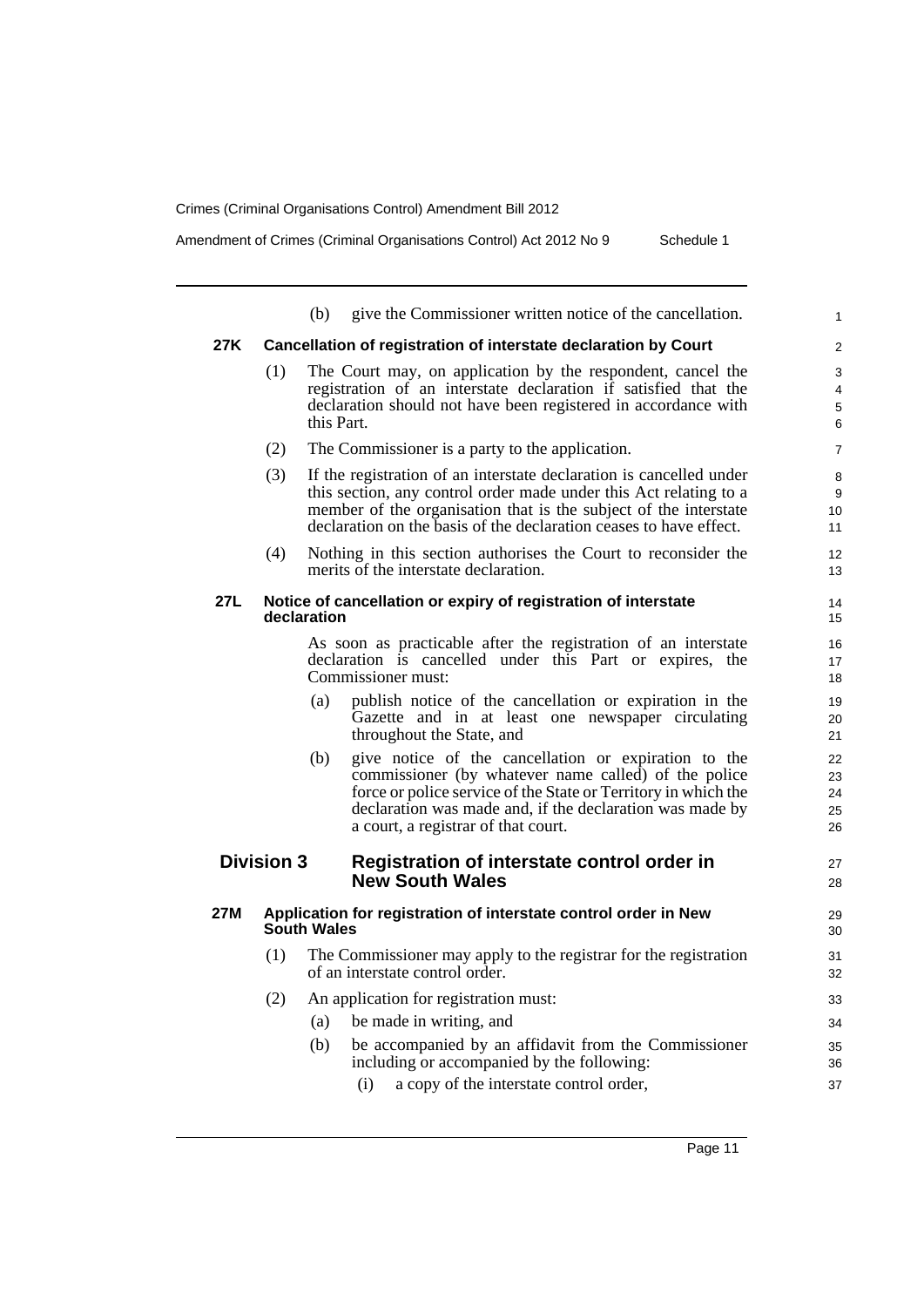(b) give the Commissioner written notice of the cancellation.

**27K Cancellation of registration of interstate declaration by Court**

(1) The Court may, on application by the respondent, cancel the registration of an interstate declaration if satisfied that the declaration should not have been registered in accordance with this Part.

(2) The Commissioner is a party to the application.

(3) If the registration of an interstate declaration is cancelled under this section, any control order made under this Act relating to a member of the organisation that is the subject of the interstate declaration on the basis of the declaration ceases to have effect.

(4) Nothing in this section authorises the Court to reconsider the merits of the interstate declaration.

**27L Notice of cancellation or expiry of registration of interstate declaration**

As soon as practicable after the registration of an interstate declaration is cancelled under this Part or expires, the Commissioner must:

(a) publish notice of the cancellation or expiration in the Gazette and in at least one newspaper circulating throughout the State, and

(b) give notice of the cancellation or expiration to the commissioner (by whatever name called) of the police force or police service of the State or Territory in which the declaration was made and, if the declaration was made by a court, a registrar of that court.

## Division 3 Registration of interstate control order in New South Wales

**27M Application for registration of interstate control order in New South Wales**

(1) The Commissioner may apply to the registrar for the registration of an interstate control order.

(2) An application for registration must:

(a) be made in writing, and

(b) be accompanied by an affidavit from the Commissioner including or accompanied by the following:

(i) a copy of the interstate control order,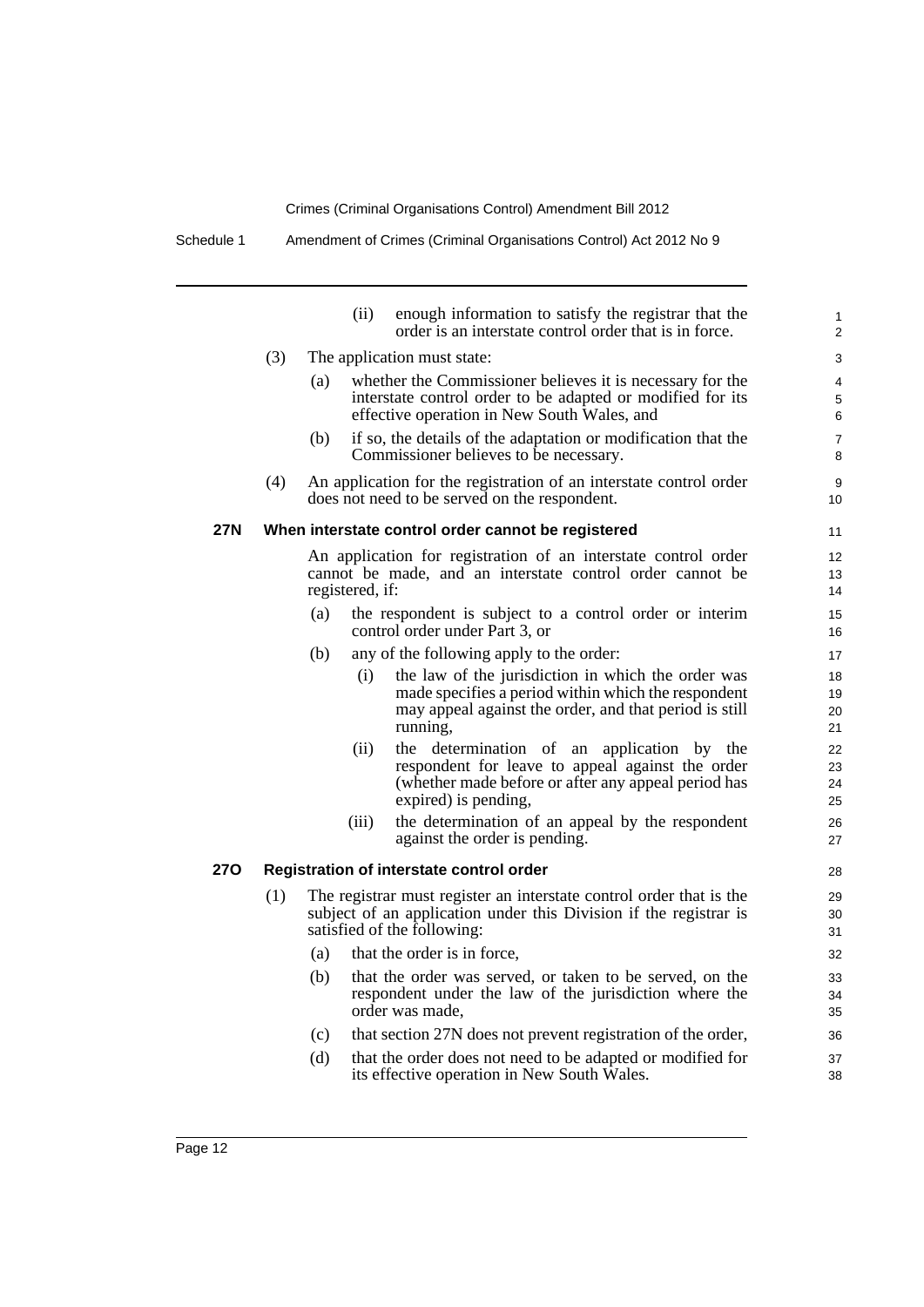(ii) enough information to satisfy the registrar that the order is an interstate control order that is in force.

(3) The application must state:

(a) whether the Commissioner believes it is necessary for the interstate control order to be adapted or modified for its effective operation in New South Wales, and

(b) if so, the details of the adaptation or modification that the Commissioner believes to be necessary.

(4) An application for the registration of an interstate control order does not need to be served on the respondent.

### 27N When interstate control order cannot be registered

An application for registration of an interstate control order cannot be made, and an interstate control order cannot be registered, if:

(a) the respondent is subject to a control order or interim control order under Part 3, or

(b) any of the following apply to the order:

(i) the law of the jurisdiction in which the order was made specifies a period within which the respondent may appeal against the order, and that period is still running,

(ii) the determination of an application by the respondent for leave to appeal against the order (whether made before or after any appeal period has expired) is pending,

(iii) the determination of an appeal by the respondent against the order is pending.

### 27O Registration of interstate control order

(1) The registrar must register an interstate control order that is the subject of an application under this Division if the registrar is satisfied of the following:

(a) that the order is in force,

(b) that the order was served, or taken to be served, on the respondent under the law of the jurisdiction where the order was made,

(c) that section 27N does not prevent registration of the order,

(d) that the order does not need to be adapted or modified for its effective operation in New South Wales.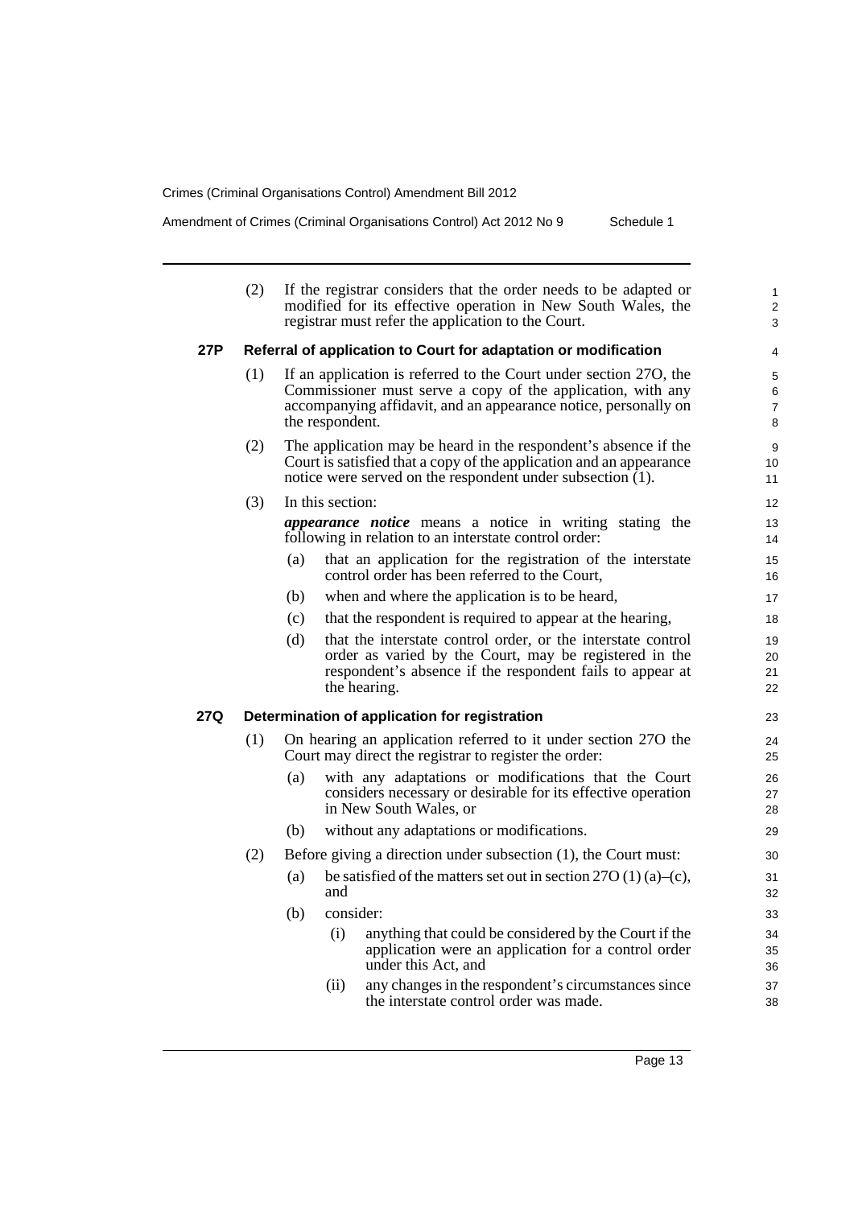(2) If the registrar considers that the order needs to be adapted or modified for its effective operation in New South Wales, the registrar must refer the application to the Court.

### 27P Referral of application to Court for adaptation or modification

(1) If an application is referred to the Court under section 27O, the Commissioner must serve a copy of the application, with any accompanying affidavit, and an appearance notice, personally on the respondent.

(2) The application may be heard in the respondent's absence if the Court is satisfied that a copy of the application and an appearance notice were served on the respondent under subsection (1).

(3) In this section:

***appearance notice*** means a notice in writing stating the following in relation to an interstate control order:

- (a) that an application for the registration of the interstate control order has been referred to the Court,
- (b) when and where the application is to be heard,
- (c) that the respondent is required to appear at the hearing,
- (d) that the interstate control order, or the interstate control order as varied by the Court, may be registered in the respondent's absence if the respondent fails to appear at the hearing.

### 27Q Determination of application for registration

(1) On hearing an application referred to it under section 27O the Court may direct the registrar to register the order:

- (a) with any adaptations or modifications that the Court considers necessary or desirable for its effective operation in New South Wales, or
- (b) without any adaptations or modifications.

(2) Before giving a direction under subsection (1), the Court must:

- (a) be satisfied of the matters set out in section 27O (1) (a)–(c), and
- (b) consider:
  - (i) anything that could be considered by the Court if the application were an application for a control order under this Act, and
  - (ii) any changes in the respondent's circumstances since the interstate control order was made.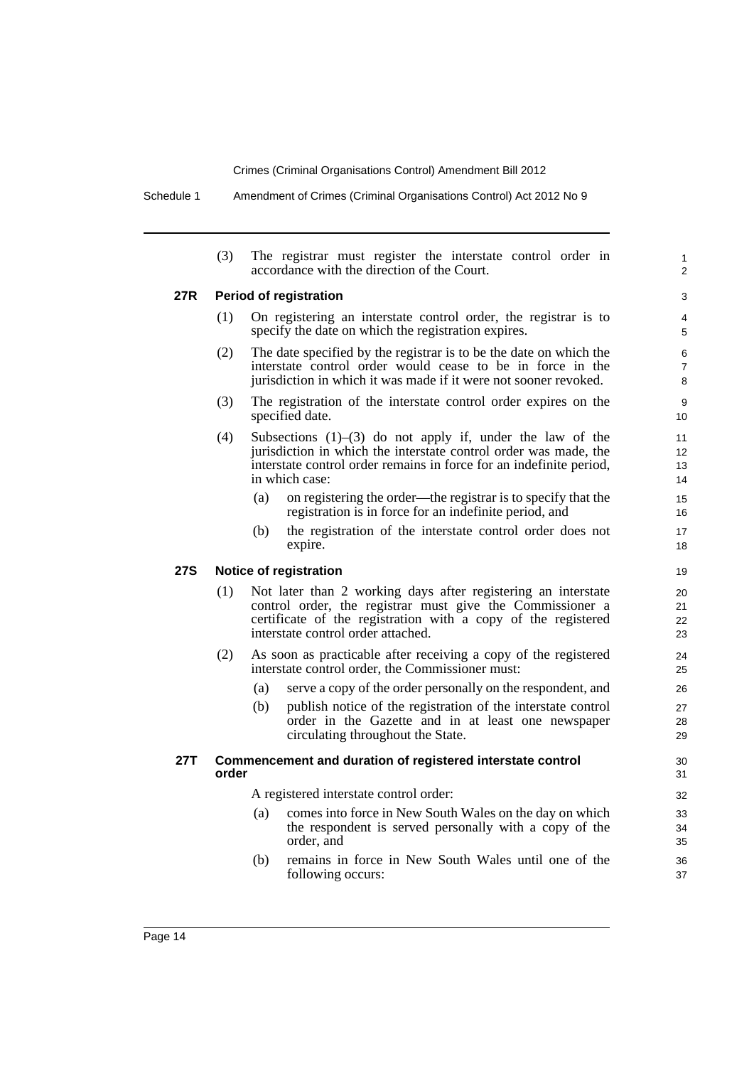(3) The registrar must register the interstate control order in accordance with the direction of the Court.

### 27R Period of registration

(1) On registering an interstate control order, the registrar is to specify the date on which the registration expires.

(2) The date specified by the registrar is to be the date on which the interstate control order would cease to be in force in the jurisdiction in which it was made if it were not sooner revoked.

(3) The registration of the interstate control order expires on the specified date.

(4) Subsections (1)–(3) do not apply if, under the law of the jurisdiction in which the interstate control order was made, the interstate control order remains in force for an indefinite period, in which case:

- (a) on registering the order—the registrar is to specify that the registration is in force for an indefinite period, and
- (b) the registration of the interstate control order does not expire.

### 27S Notice of registration

(1) Not later than 2 working days after registering an interstate control order, the registrar must give the Commissioner a certificate of the registration with a copy of the registered interstate control order attached.

(2) As soon as practicable after receiving a copy of the registered interstate control order, the Commissioner must:

- (a) serve a copy of the order personally on the respondent, and
- (b) publish notice of the registration of the interstate control order in the Gazette and in at least one newspaper circulating throughout the State.

### 27T Commencement and duration of registered interstate control order

A registered interstate control order:

- (a) comes into force in New South Wales on the day on which the respondent is served personally with a copy of the order, and
- (b) remains in force in New South Wales until one of the following occurs: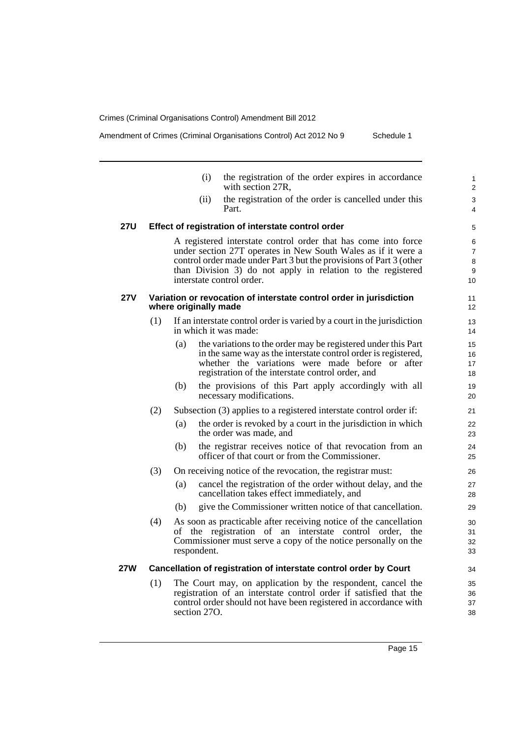(i) the registration of the order expires in accordance with section 27R,

(ii) the registration of the order is cancelled under this Part.

### 27U Effect of registration of interstate control order

A registered interstate control order that has come into force under section 27T operates in New South Wales as if it were a control order made under Part 3 but the provisions of Part 3 (other than Division 3) do not apply in relation to the registered interstate control order.

### 27V Variation or revocation of interstate control order in jurisdiction where originally made

(1) If an interstate control order is varied by a court in the jurisdiction in which it was made:

(a) the variations to the order may be registered under this Part in the same way as the interstate control order is registered, whether the variations were made before or after registration of the interstate control order, and

(b) the provisions of this Part apply accordingly with all necessary modifications.

(2) Subsection (3) applies to a registered interstate control order if:

(a) the order is revoked by a court in the jurisdiction in which the order was made, and

(b) the registrar receives notice of that revocation from an officer of that court or from the Commissioner.

(3) On receiving notice of the revocation, the registrar must:

(a) cancel the registration of the order without delay, and the cancellation takes effect immediately, and

(b) give the Commissioner written notice of that cancellation.

(4) As soon as practicable after receiving notice of the cancellation of the registration of an interstate control order, the Commissioner must serve a copy of the notice personally on the respondent.

### 27W Cancellation of registration of interstate control order by Court

(1) The Court may, on application by the respondent, cancel the registration of an interstate control order if satisfied that the control order should not have been registered in accordance with section 27O.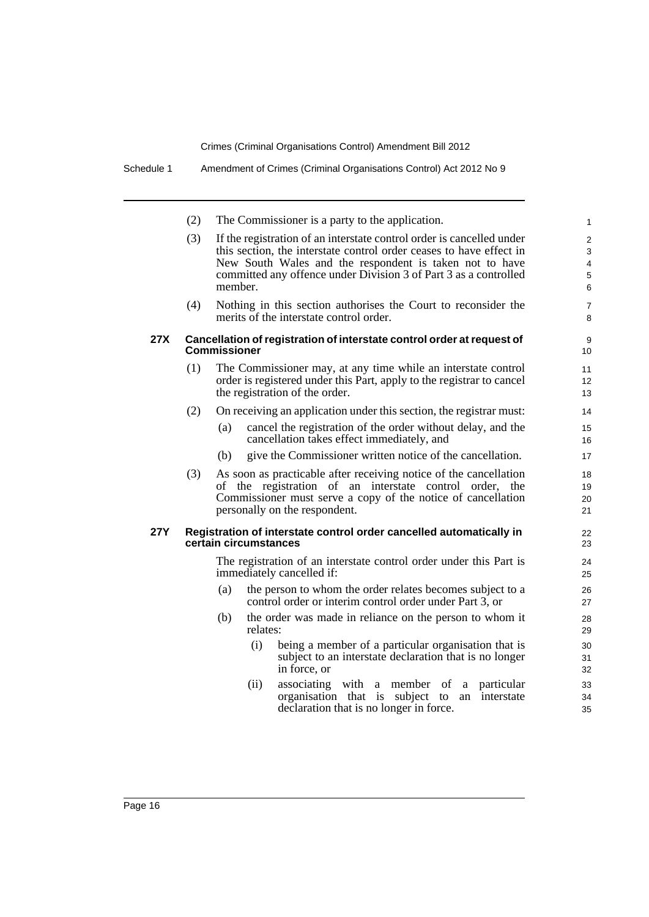(2) The Commissioner is a party to the application.

(3) If the registration of an interstate control order is cancelled under this section, the interstate control order ceases to have effect in New South Wales and the respondent is taken not to have committed any offence under Division 3 of Part 3 as a controlled member.

(4) Nothing in this section authorises the Court to reconsider the merits of the interstate control order.

### 27X Cancellation of registration of interstate control order at request of Commissioner

(1) The Commissioner may, at any time while an interstate control order is registered under this Part, apply to the registrar to cancel the registration of the order.

(2) On receiving an application under this section, the registrar must:

- (a) cancel the registration of the order without delay, and the cancellation takes effect immediately, and
- (b) give the Commissioner written notice of the cancellation.

(3) As soon as practicable after receiving notice of the cancellation of the registration of an interstate control order, the Commissioner must serve a copy of the notice of cancellation personally on the respondent.

### 27Y Registration of interstate control order cancelled automatically in certain circumstances

The registration of an interstate control order under this Part is immediately cancelled if:

- (a) the person to whom the order relates becomes subject to a control order or interim control order under Part 3, or
- (b) the order was made in reliance on the person to whom it relates:
  - (i) being a member of a particular organisation that is subject to an interstate declaration that is no longer in force, or
  - (ii) associating with a member of a particular organisation that is subject to an interstate declaration that is no longer in force.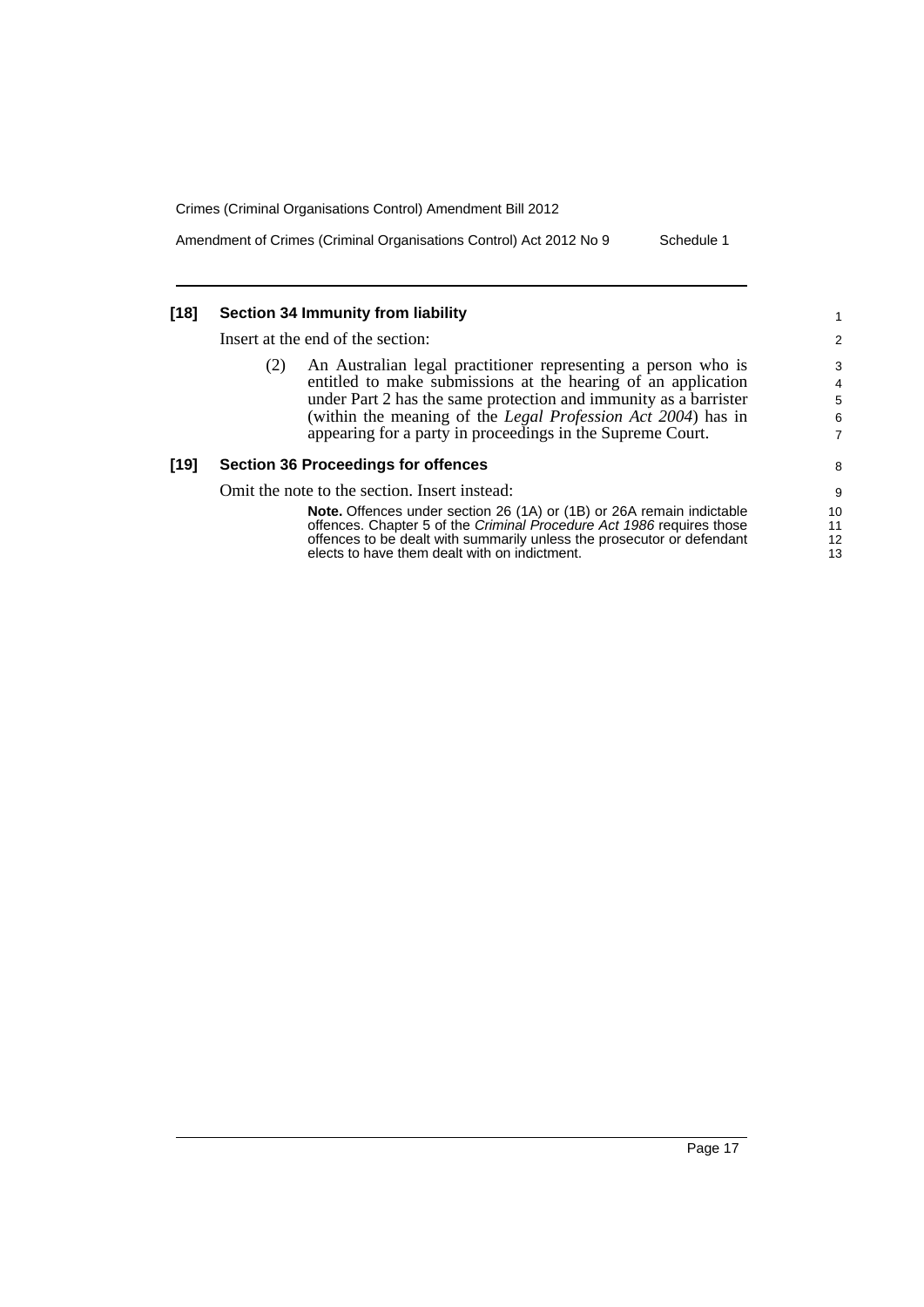**[18] Section 34 Immunity from liability**

Insert at the end of the section:

(2) An Australian legal practitioner representing a person who is entitled to make submissions at the hearing of an application under Part 2 has the same protection and immunity as a barrister (within the meaning of the *Legal Profession Act 2004*) has in appearing for a party in proceedings in the Supreme Court.

**[19] Section 36 Proceedings for offences**

Omit the note to the section. Insert instead:

**Note.** Offences under section 26 (1A) or (1B) or 26A remain indictable offences. Chapter 5 of the *Criminal Procedure Act 1986* requires those offences to be dealt with summarily unless the prosecutor or defendant elects to have them dealt with on indictment.